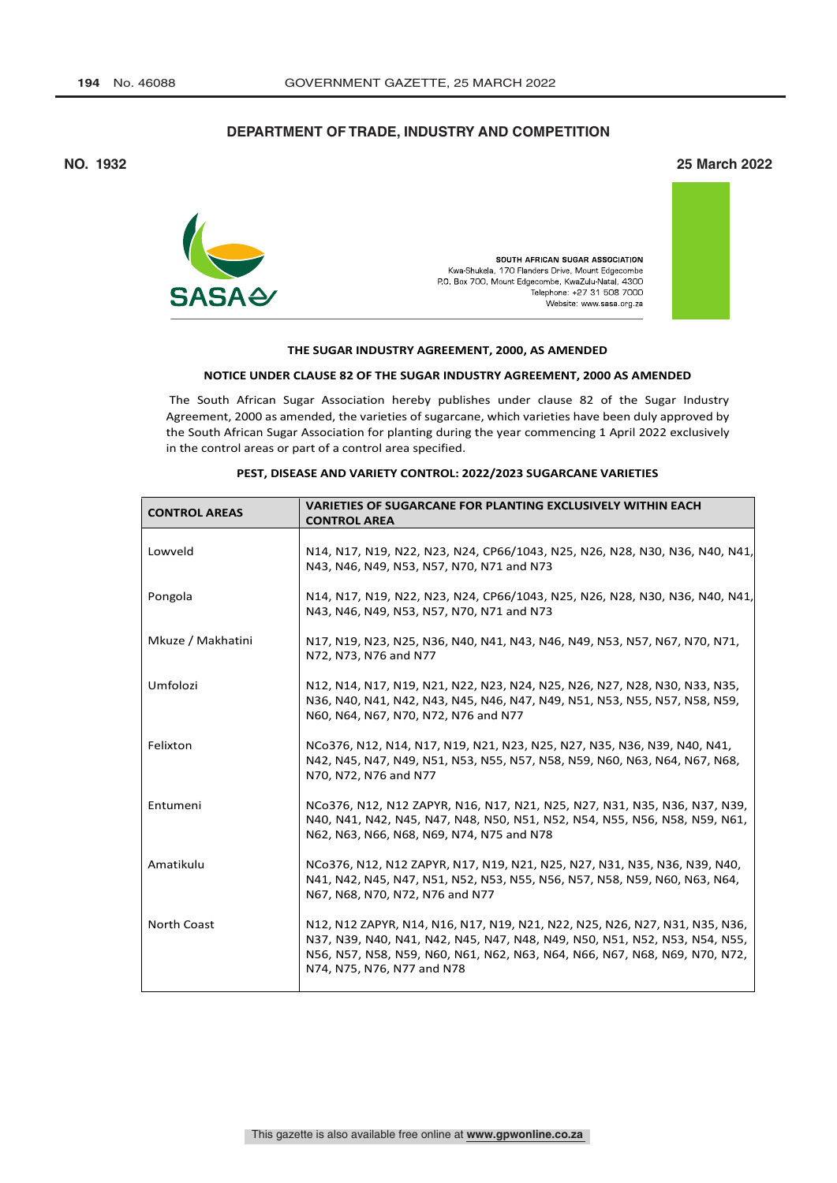## DEPARTMENT OF TRADE, INDUSTRY AND COMPETITION

**NO. 1932** **25 March 2022**

SASA

SOUTH AFRICAN SUGAR ASSOCIATION
Kwa-Shukela, 170 Flanders Drive, Mount Edgecombe
P.O. Box 700, Mount Edgecombe, KwaZulu-Natal, 4300
Telephone: +27 31 508 7000
Website: www.sasa.org.za

### THE SUGAR INDUSTRY AGREEMENT, 2000, AS AMENDED

### NOTICE UNDER CLAUSE 82 OF THE SUGAR INDUSTRY AGREEMENT, 2000 AS AMENDED

The South African Sugar Association hereby publishes under clause 82 of the Sugar Industry Agreement, 2000 as amended, the varieties of sugarcane, which varieties have been duly approved by the South African Sugar Association for planting during the year commencing 1 April 2022 exclusively in the control areas or part of a control area specified.

### PEST, DISEASE AND VARIETY CONTROL: 2022/2023 SUGARCANE VARIETIES

| CONTROL AREAS | VARIETIES OF SUGARCANE FOR PLANTING EXCLUSIVELY WITHIN EACH CONTROL AREA |
|---|---|
| Lowveld | N14, N17, N19, N22, N23, N24, CP66/1043, N25, N26, N28, N30, N36, N40, N41, N43, N46, N49, N53, N57, N70, N71 and N73 |
| Pongola | N14, N17, N19, N22, N23, N24, CP66/1043, N25, N26, N28, N30, N36, N40, N41, N43, N46, N49, N53, N57, N70, N71 and N73 |
| Mkuze / Makhatini | N17, N19, N23, N25, N36, N40, N41, N43, N46, N49, N53, N57, N67, N70, N71, N72, N73, N76 and N77 |
| Umfolozi | N12, N14, N17, N19, N21, N22, N23, N24, N25, N26, N27, N28, N30, N33, N35, N36, N40, N41, N42, N43, N45, N46, N47, N49, N51, N53, N55, N57, N58, N59, N60, N64, N67, N70, N72, N76 and N77 |
| Felixton | NCo376, N12, N14, N17, N19, N21, N23, N25, N27, N35, N36, N39, N40, N41, N42, N45, N47, N49, N51, N53, N55, N57, N58, N59, N60, N63, N64, N67, N68, N70, N72, N76 and N77 |
| Entumeni | NCo376, N12, N12 ZAPYR, N16, N17, N21, N25, N27, N31, N35, N36, N37, N39, N40, N41, N42, N45, N47, N48, N50, N51, N52, N54, N55, N56, N58, N59, N61, N62, N63, N66, N68, N69, N74, N75 and N78 |
| Amatikulu | NCo376, N12, N12 ZAPYR, N17, N19, N21, N25, N27, N31, N35, N36, N39, N40, N41, N42, N45, N47, N51, N52, N53, N55, N56, N57, N58, N59, N60, N63, N64, N67, N68, N70, N72, N76 and N77 |
| North Coast | N12, N12 ZAPYR, N14, N16, N17, N19, N21, N22, N25, N26, N27, N31, N35, N36, N37, N39, N40, N41, N42, N45, N47, N48, N49, N50, N51, N52, N53, N54, N55, N56, N57, N58, N59, N60, N61, N62, N63, N64, N66, N67, N68, N69, N70, N72, N74, N75, N76, N77 and N78 |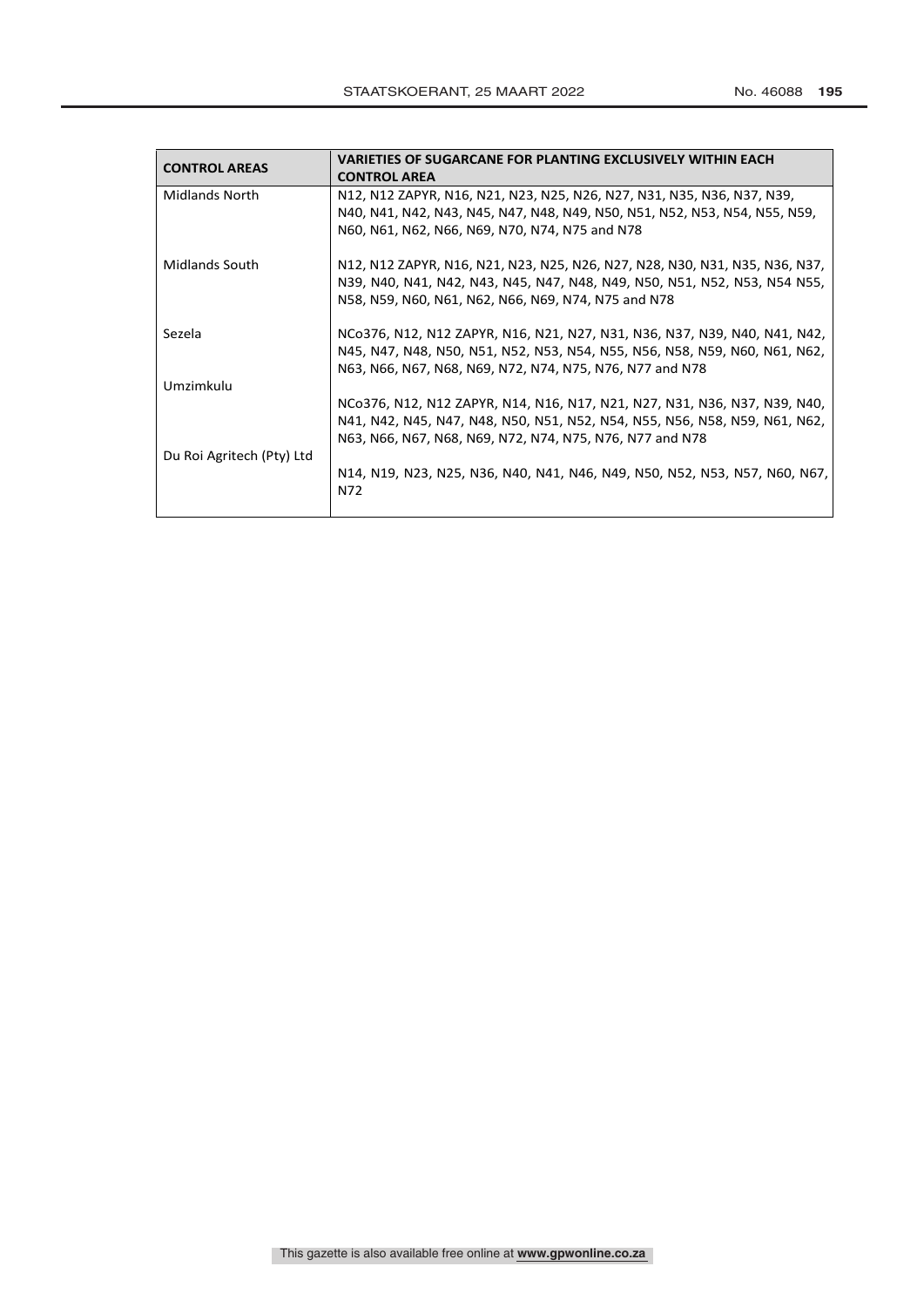| CONTROL AREAS | VARIETIES OF SUGARCANE FOR PLANTING EXCLUSIVELY WITHIN EACH CONTROL AREA |
|---|---|
| Midlands North | N12, N12 ZAPYR, N16, N21, N23, N25, N26, N27, N31, N35, N36, N37, N39, N40, N41, N42, N43, N45, N47, N48, N49, N50, N51, N52, N53, N54, N55, N59, N60, N61, N62, N66, N69, N70, N74, N75 and N78 |
| Midlands South | N12, N12 ZAPYR, N16, N21, N23, N25, N26, N27, N28, N30, N31, N35, N36, N37, N39, N40, N41, N42, N43, N45, N47, N48, N49, N50, N51, N52, N53, N54 N55, N58, N59, N60, N61, N62, N66, N69, N74, N75 and N78 |
| Sezela | NCo376, N12, N12 ZAPYR, N16, N21, N27, N31, N36, N37, N39, N40, N41, N42, N45, N47, N48, N50, N51, N52, N53, N54, N55, N56, N58, N59, N60, N61, N62, N63, N66, N67, N68, N69, N72, N74, N75, N76, N77 and N78 |
| Umzimkulu | NCo376, N12, N12 ZAPYR, N14, N16, N17, N21, N27, N31, N36, N37, N39, N40, N41, N42, N45, N47, N48, N50, N51, N52, N54, N55, N56, N58, N59, N61, N62, N63, N66, N67, N68, N69, N72, N74, N75, N76, N77 and N78 |
| Du Roi Agritech (Pty) Ltd | N14, N19, N23, N25, N36, N40, N41, N46, N49, N50, N52, N53, N57, N60, N67, N72 |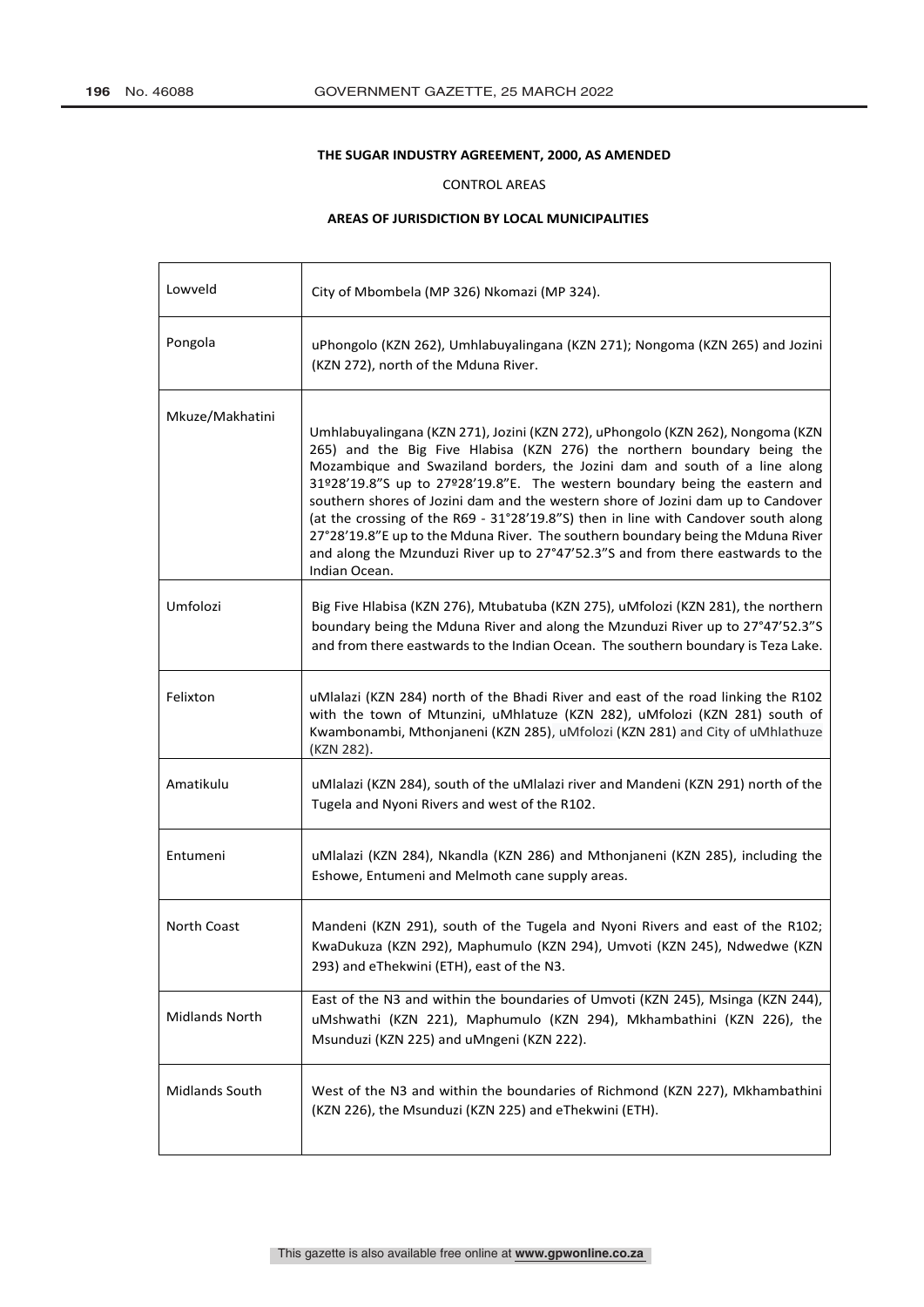# THE SUGAR INDUSTRY AGREEMENT, 2000, AS AMENDED

CONTROL AREAS

## AREAS OF JURISDICTION BY LOCAL MUNICIPALITIES

| | |
|---|---|
| Lowveld | City of Mbombela (MP 326) Nkomazi (MP 324). |
| Pongola | uPhongolo (KZN 262), Umhlabuyalingana (KZN 271); Nongoma (KZN 265) and Jozini (KZN 272), north of the Mduna River. |
| Mkuze/Makhatini | Umhlabuyalingana (KZN 271), Jozini (KZN 272), uPhongolo (KZN 262), Nongoma (KZN 265) and the Big Five Hlabisa (KZN 276) the northern boundary being the Mozambique and Swaziland borders, the Jozini dam and south of a line along 31º28'19.8"S up to 27º28'19.8"E. The western boundary being the eastern and southern shores of Jozini dam and the western shore of Jozini dam up to Candover (at the crossing of the R69 - 31°28'19.8"S) then in line with Candover south along 27°28'19.8"E up to the Mduna River. The southern boundary being the Mduna River and along the Mzunduzi River up to 27°47'52.3"S and from there eastwards to the Indian Ocean. |
| Umfolozi | Big Five Hlabisa (KZN 276), Mtubatuba (KZN 275), uMfolozi (KZN 281), the northern boundary being the Mduna River and along the Mzunduzi River up to 27°47'52.3"S and from there eastwards to the Indian Ocean. The southern boundary is Teza Lake. |
| Felixton | uMlalazi (KZN 284) north of the Bhadi River and east of the road linking the R102 with the town of Mtunzini, uMhlatuze (KZN 282), uMfolozi (KZN 281) south of Kwambonambi, Mthonjaneni (KZN 285), uMfolozi (KZN 281) and City of uMhlathuze (KZN 282). |
| Amatikulu | uMlalazi (KZN 284), south of the uMlalazi river and Mandeni (KZN 291) north of the Tugela and Nyoni Rivers and west of the R102. |
| Entumeni | uMlalazi (KZN 284), Nkandla (KZN 286) and Mthonjaneni (KZN 285), including the Eshowe, Entumeni and Melmoth cane supply areas. |
| North Coast | Mandeni (KZN 291), south of the Tugela and Nyoni Rivers and east of the R102; KwaDukuza (KZN 292), Maphumulo (KZN 294), Umvoti (KZN 245), Ndwedwe (KZN 293) and eThekwini (ETH), east of the N3. |
| Midlands North | East of the N3 and within the boundaries of Umvoti (KZN 245), Msinga (KZN 244), uMshwathi (KZN 221), Maphumulo (KZN 294), Mkhambathini (KZN 226), the Msunduzi (KZN 225) and uMngeni (KZN 222). |
| Midlands South | West of the N3 and within the boundaries of Richmond (KZN 227), Mkhambathini (KZN 226), the Msunduzi (KZN 225) and eThekwini (ETH). |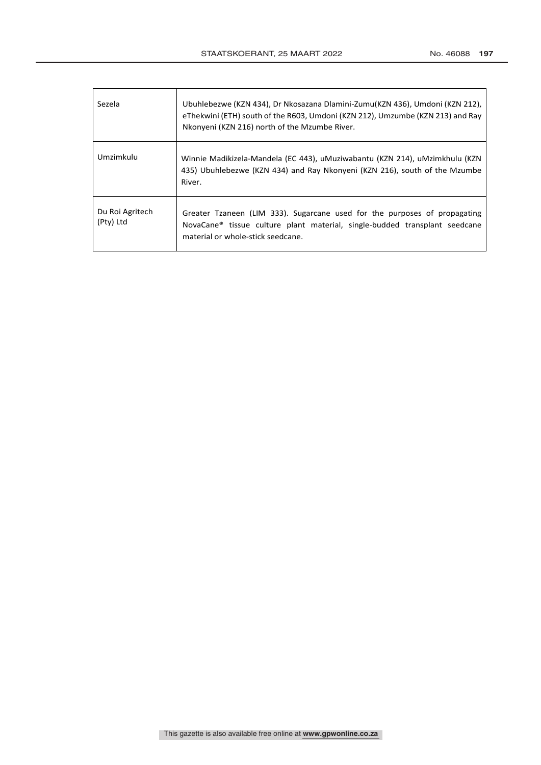| | |
|---|---|
| Sezela | Ubuhlebezwe (KZN 434), Dr Nkosazana Dlamini-Zumu(KZN 436), Umdoni (KZN 212), eThekwini (ETH) south of the R603, Umdoni (KZN 212), Umzumbe (KZN 213) and Ray Nkonyeni (KZN 216) north of the Mzumbe River. |
| Umzimkulu | Winnie Madikizela-Mandela (EC 443), uMuziwabantu (KZN 214), uMzimkhulu (KZN 435) Ubuhlebezwe (KZN 434) and Ray Nkonyeni (KZN 216), south of the Mzumbe River. |
| Du Roi Agritech (Pty) Ltd | Greater Tzaneen (LIM 333). Sugarcane used for the purposes of propagating NovaCane® tissue culture plant material, single-budded transplant seedcane material or whole-stick seedcane. |